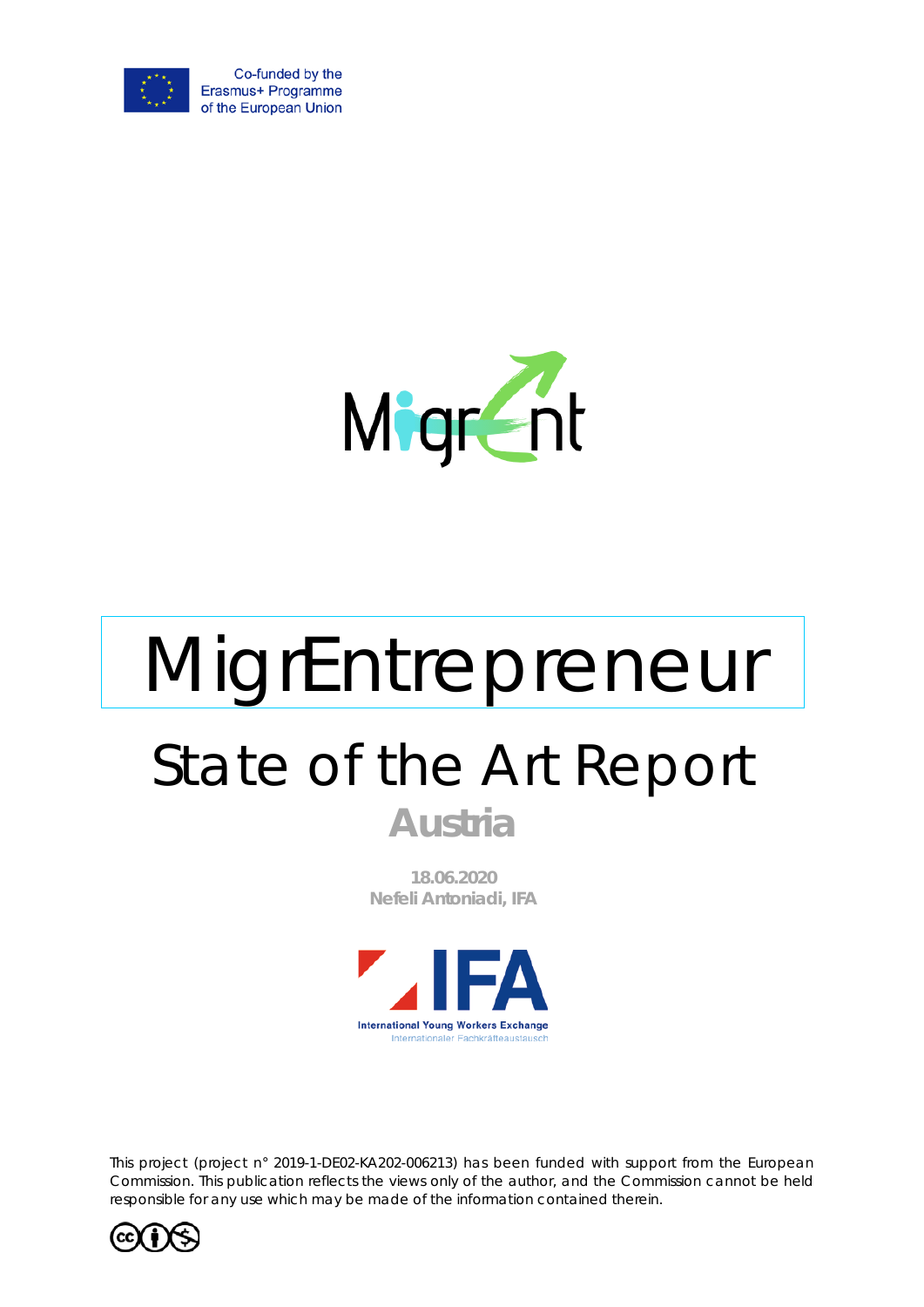Co-funded by the Erasmus+ Programme of the European Union

MigrEnt

# MigrEntrepreneur

## State of the Art Report

### Austria

**18.06.2020**
**Nefeli Antoniadi, IFA**

International Young Workers Exchange
Internationaler Fachkräfteaustausch

This project (project n° 2019-1-DE02-KA202-006213) has been funded with support from the European Commission. This publication reflects the views only of the author, and the Commission cannot be held responsible for any use which may be made of the information contained therein.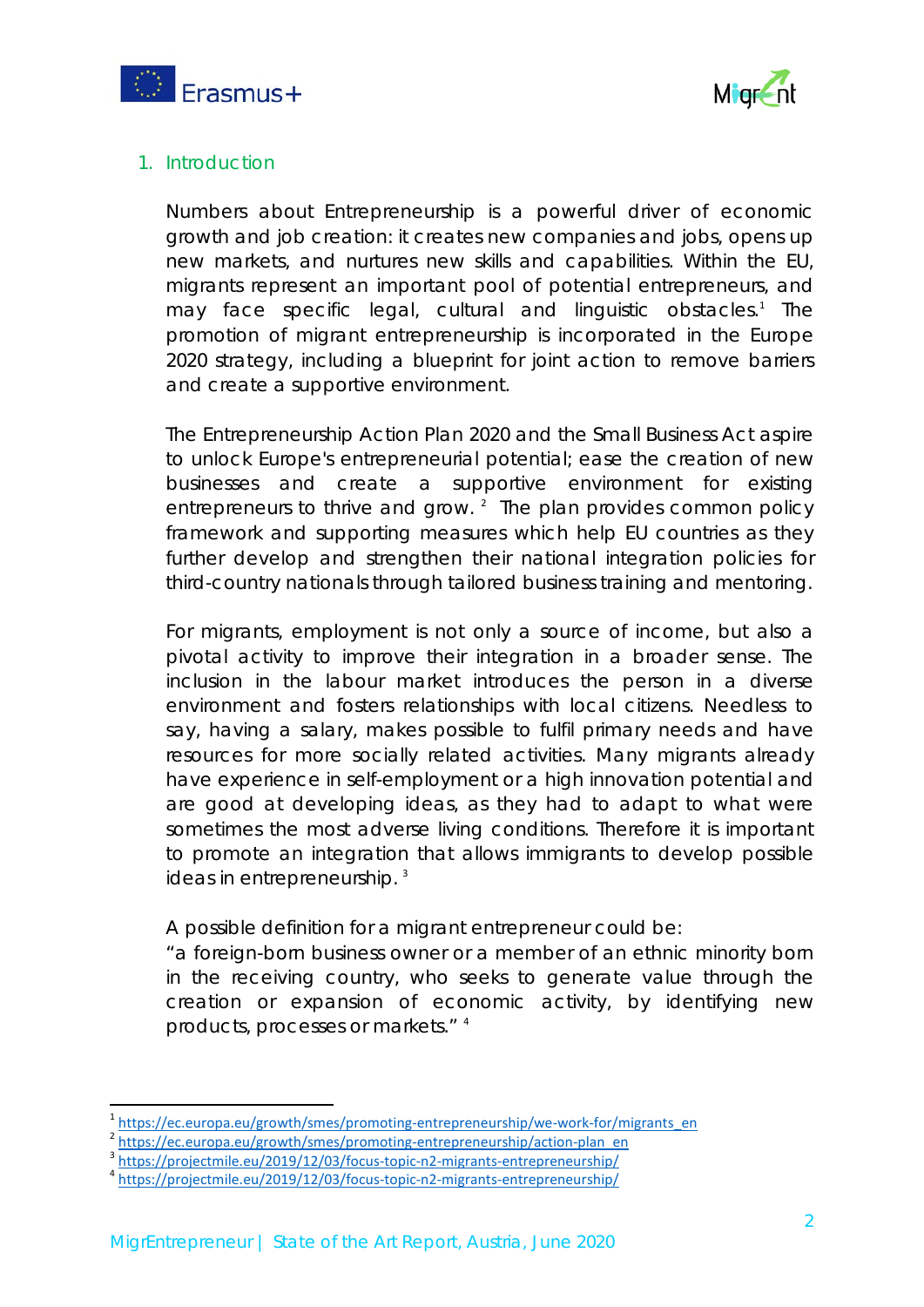## 1. Introduction

Numbers about Entrepreneurship is a powerful driver of economic growth and job creation: it creates new companies and jobs, opens up new markets, and nurtures new skills and capabilities. Within the EU, migrants represent an important pool of potential entrepreneurs, and may face specific legal, cultural and linguistic obstacles.[1] The promotion of migrant entrepreneurship is incorporated in the Europe 2020 strategy, including a blueprint for joint action to remove barriers and create a supportive environment.

The Entrepreneurship Action Plan 2020 and the Small Business Act aspire to unlock Europe's entrepreneurial potential; ease the creation of new businesses and create a supportive environment for existing entrepreneurs to thrive and grow. [2] The plan provides common policy framework and supporting measures which help EU countries as they further develop and strengthen their national integration policies for third-country nationals through tailored business training and mentoring.

For migrants, employment is not only a source of income, but also a pivotal activity to improve their integration in a broader sense. The inclusion in the labour market introduces the person in a diverse environment and fosters relationships with local citizens. Needless to say, having a salary, makes possible to fulfil primary needs and have resources for more socially related activities. Many migrants already have experience in self-employment or a high innovation potential and are good at developing ideas, as they had to adapt to what were sometimes the most adverse living conditions. Therefore it is important to promote an integration that allows immigrants to develop possible ideas in entrepreneurship. [3]

A possible definition for a migrant entrepreneur could be:
"a foreign-born business owner or a member of an ethnic minority born in the receiving country, who seeks to generate value through the creation or expansion of economic activity, by identifying new products, processes or markets." [4]

---

[1] https://ec.europa.eu/growth/smes/promoting-entrepreneurship/we-work-for/migrants_en
[2] https://ec.europa.eu/growth/smes/promoting-entrepreneurship/action-plan_en
[3] https://projectmile.eu/2019/12/03/focus-topic-n2-migrants-entrepreneurship/
[4] https://projectmile.eu/2019/12/03/focus-topic-n2-migrants-entrepreneurship/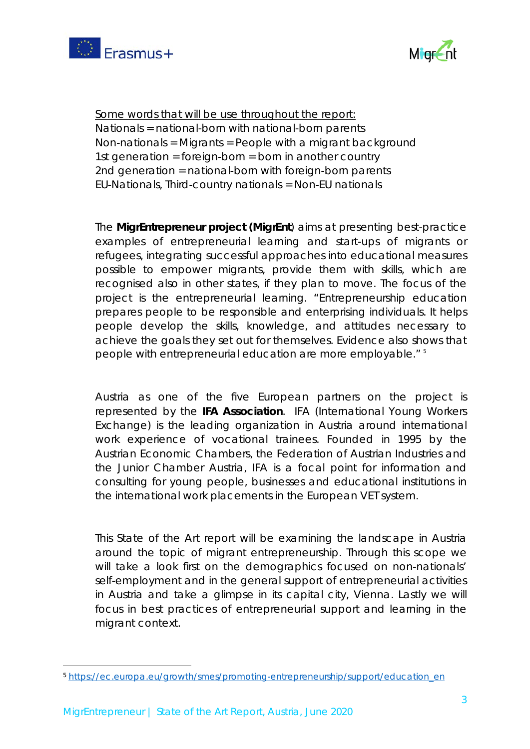Some words that will be use throughout the report:
Nationals = national-born with national-born parents
Non-nationals = Migrants = People with a migrant background
1st generation = foreign-born = born in another country
2nd generation = national-born with foreign-born parents
EU-Nationals, Third-country nationals = Non-EU nationals

The **MigrEntrepreneur project (MigrEnt**) aims at presenting best-practice examples of entrepreneurial learning and start-ups of migrants or refugees, integrating successful approaches into educational measures possible to empower migrants, provide them with skills, which are recognised also in other states, if they plan to move. The focus of the project is the entrepreneurial learning. "Entrepreneurship education prepares people to be responsible and enterprising individuals. It helps people develop the skills, knowledge, and attitudes necessary to achieve the goals they set out for themselves. Evidence also shows that people with entrepreneurial education are more employable." [5]

Austria as one of the five European partners on the project is represented by the **IFA Association**. IFA (International Young Workers Exchange) is the leading organization in Austria around international work experience of vocational trainees. Founded in 1995 by the Austrian Economic Chambers, the Federation of Austrian Industries and the Junior Chamber Austria, IFA is a focal point for information and consulting for young people, businesses and educational institutions in the international work placements in the European VET system.

This State of the Art report will be examining the landscape in Austria around the topic of migrant entrepreneurship. Through this scope we will take a look first on the demographics focused on non-nationals' self-employment and in the general support of entrepreneurial activities in Austria and take a glimpse in its capital city, Vienna. Lastly we will focus in best practices of entrepreneurial support and learning in the migrant context.

[5] https://ec.europa.eu/growth/smes/promoting-entrepreneurship/support/education_en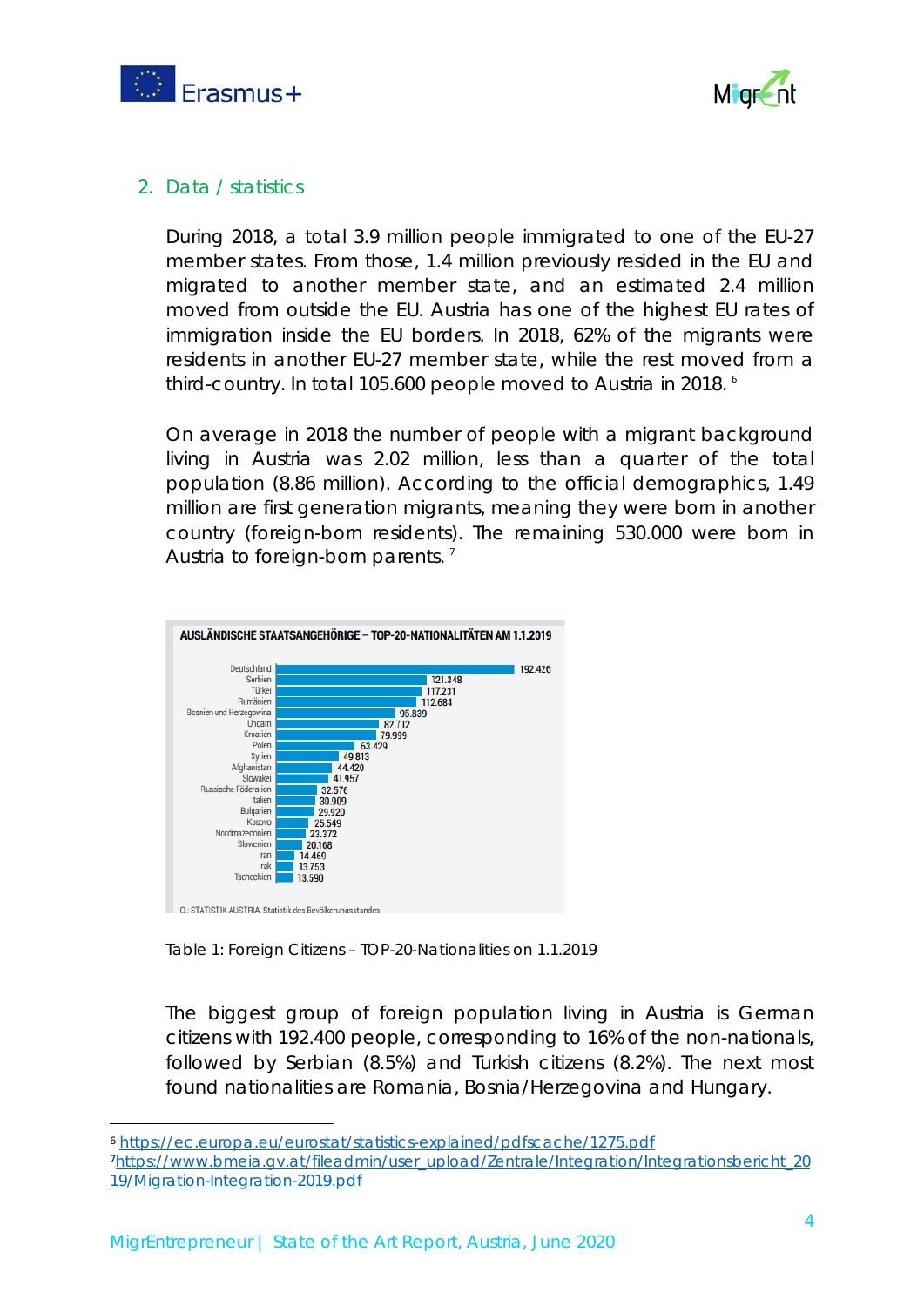## 2. Data / statistics

During 2018, a total 3.9 million people immigrated to one of the EU-27 member states. From those, 1.4 million previously resided in the EU and migrated to another member state, and an estimated 2.4 million moved from outside the EU. Austria has one of the highest EU rates of immigration inside the EU borders. In 2018, 62% of the migrants were residents in another EU-27 member state, while the rest moved from a third-country. In total 105.600 people moved to Austria in 2018. [6]

On average in 2018 the number of people with a migrant background living in Austria was 2.02 million, less than a quarter of the total population (8.86 million). According to the official demographics, 1.49 million are first generation migrants, meaning they were born in another country (foreign-born residents). The remaining 530.000 were born in Austria to foreign-born parents. [7]

**AUSLÄNDISCHE STAATSANGEHÖRIGE – TOP-20-NATIONALITÄTEN AM 1.1.2019**

| Nationalität | Anzahl |
|---|---|
| Deutschland | 192.426 |
| Serbien | 121.348 |
| Türkei | 117.231 |
| Rumänien | 112.684 |
| Bosnien und Herzegowina | 95.839 |
| Ungarn | 82.712 |
| Kroatien | 79.999 |
| Polen | 63.429 |
| Syrien | 49.813 |
| Afghanistan | 44.420 |
| Slowakei | 41.957 |
| Russische Föderation | 32.576 |
| Italien | 30.909 |
| Bulgarien | 29.920 |
| Kosovo | 25.549 |
| Nordmazedonien | 23.372 |
| Slowenien | 20.168 |
| Iran | 14.469 |
| Irak | 13.753 |
| Tschechien | 13.590 |

Q: STATISTIK AUSTRIA, Statistik des Bevölkerungsstandes.

Table 1: Foreign Citizens – TOP-20-Nationalities on 1.1.2019

The biggest group of foreign population living in Austria is German citizens with 192.400 people, corresponding to 16% of the non-nationals, followed by Serbian (8.5%) and Turkish citizens (8.2%). The next most found nationalities are Romania, Bosnia/Herzegovina and Hungary.

---

[6] https://ec.europa.eu/eurostat/statistics-explained/pdfscache/1275.pdf

[7] https://www.bmeia.gv.at/fileadmin/user_upload/Zentrale/Integration/Integrationsbericht_2019/Migration-Integration-2019.pdf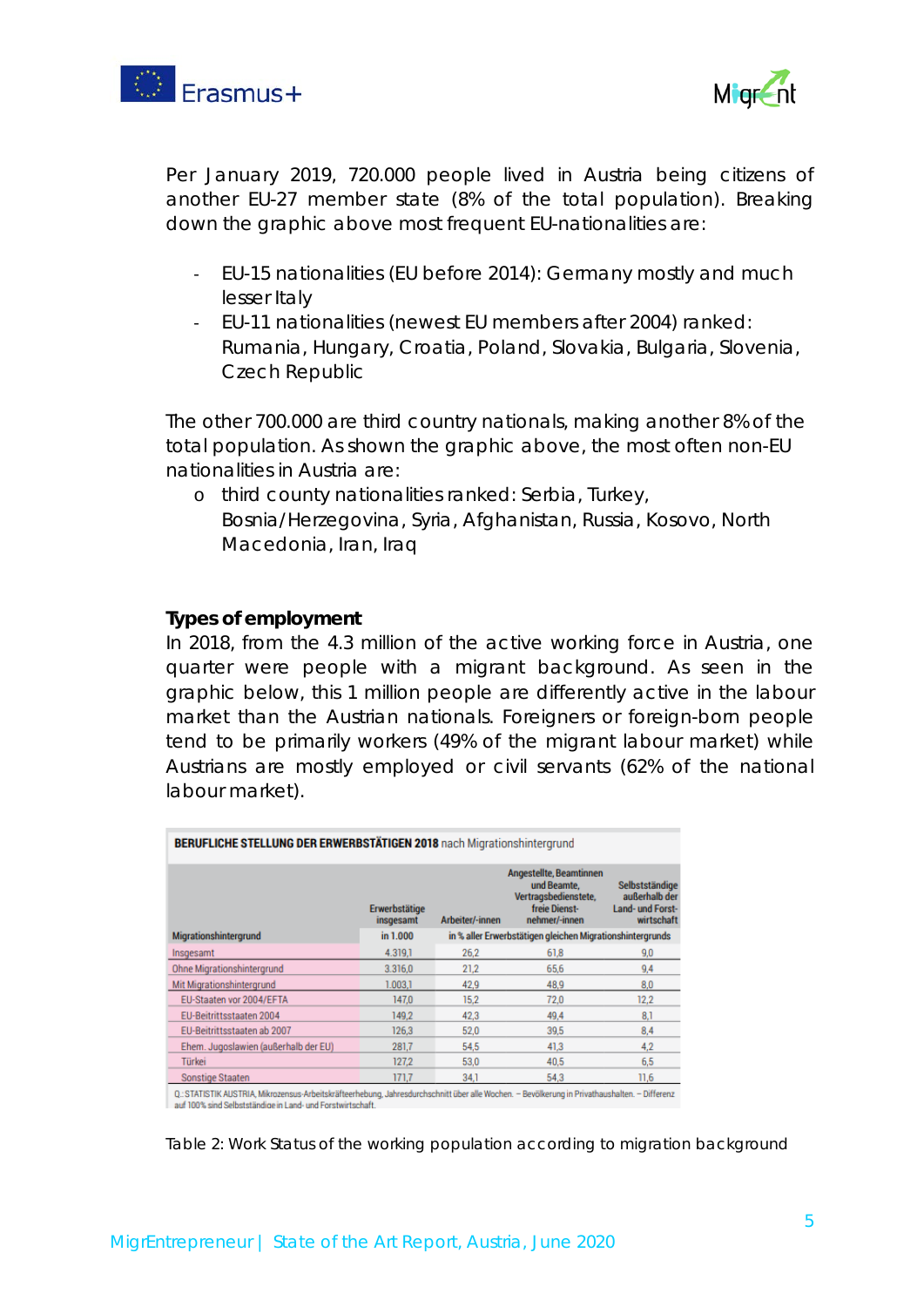Per January 2019, 720.000 people lived in Austria being citizens of another EU-27 member state (8% of the total population). Breaking down the graphic above most frequent EU-nationalities are:

- EU-15 nationalities (EU before 2014): Germany mostly and much lesser Italy
- EU-11 nationalities (newest EU members after 2004) ranked: Rumania, Hungary, Croatia, Poland, Slovakia, Bulgaria, Slovenia, Czech Republic

The other 700.000 are third country nationals, making another 8% of the total population. As shown the graphic above, the most often non-EU nationalities in Austria are:

- third county nationalities ranked: Serbia, Turkey, Bosnia/Herzegovina, Syria, Afghanistan, Russia, Kosovo, North Macedonia, Iran, Iraq

**Types of employment**

In 2018, from the 4.3 million of the active working force in Austria, one quarter were people with a migrant background. As seen in the graphic below, this 1 million people are differently active in the labour market than the Austrian nationals. Foreigners or foreign-born people tend to be primarily workers (49% of the migrant labour market) while Austrians are mostly employed or civil servants (62% of the national labour market).

**BERUFLICHE STELLUNG DER ERWERBSTÄTIGEN 2018** nach Migrationshintergrund

| Migrationshintergrund | Erwerbstätige insgesamt | Arbeiter/-innen | Angestellte, Beamtinnen und Beamte, Vertragsbedienstete, freie Dienstnehmer/-innen | Selbstständige außerhalb der Land- und Forstwirtschaft |
|---|---|---|---|---|
| | in 1.000 | in % aller Erwerbstätigen gleichen Migrationshintergrunds | | |
| Insgesamt | 4.319,1 | 26,2 | 61,8 | 9,0 |
| Ohne Migrationshintergrund | 3.316,0 | 21,2 | 65,6 | 9,4 |
| Mit Migrationshintergrund | 1.003,1 | 42,9 | 48,9 | 8,0 |
| EU-Staaten vor 2004/EFTA | 147,0 | 15,2 | 72,0 | 12,2 |
| EU-Beitrittsstaaten 2004 | 149,2 | 42,3 | 49,4 | 8,1 |
| EU-Beitrittsstaaten ab 2007 | 126,3 | 52,0 | 39,5 | 8,4 |
| Ehem. Jugoslawien (außerhalb der EU) | 281,7 | 54,5 | 41,3 | 4,2 |
| Türkei | 127,2 | 53,0 | 40,5 | 6,5 |
| Sonstige Staaten | 171,7 | 34,1 | 54,3 | 11,6 |

Q.: STATISTIK AUSTRIA, Mikrozensus-Arbeitskräfteerhebung, Jahresdurchschnitt über alle Wochen. – Bevölkerung in Privathaushalten. – Differenz auf 100% sind Selbstständige in Land- und Forstwirtschaft.

Table 2: Work Status of the working population according to migration background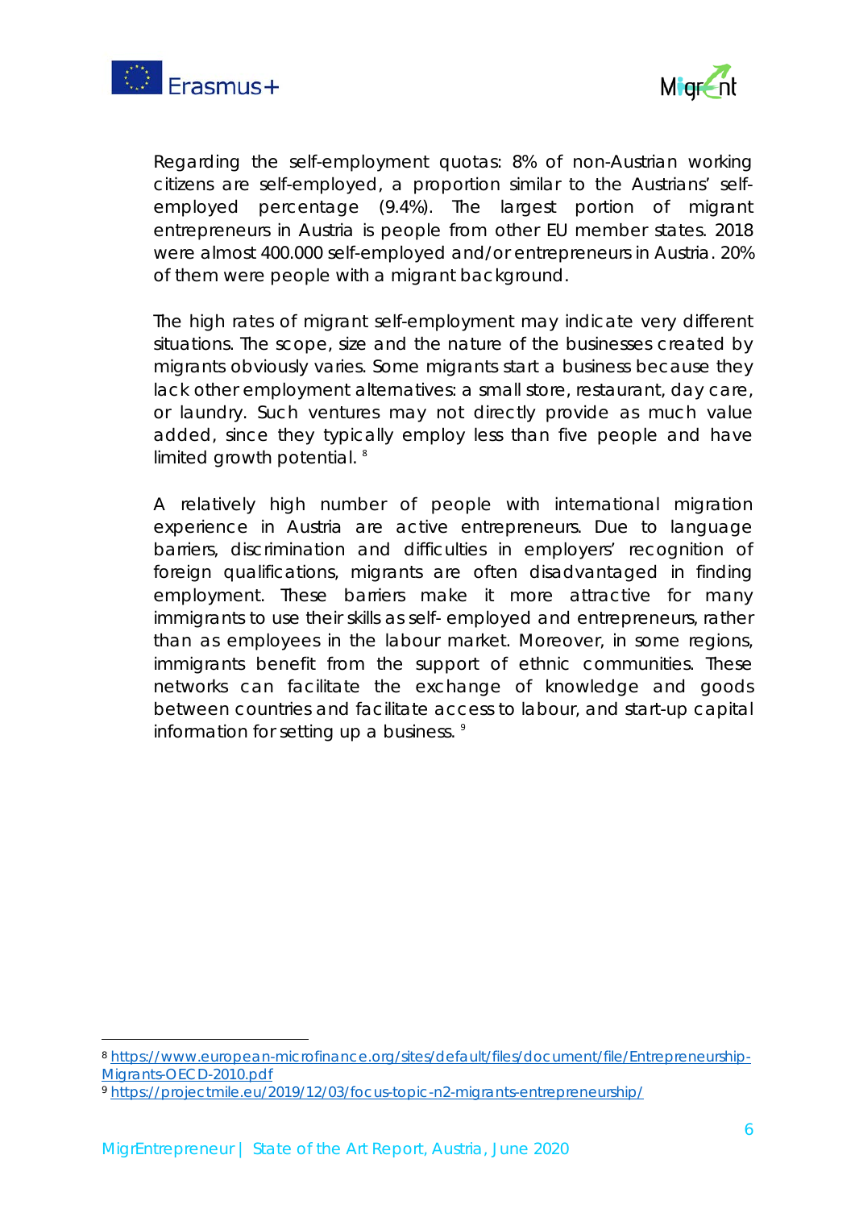Regarding the self-employment quotas: 8% of non-Austrian working citizens are self-employed, a proportion similar to the Austrians' self-employed percentage (9.4%). The largest portion of migrant entrepreneurs in Austria is people from other EU member states. 2018 were almost 400.000 self-employed and/or entrepreneurs in Austria. 20% of them were people with a migrant background.

The high rates of migrant self-employment may indicate very different situations. The scope, size and the nature of the businesses created by migrants obviously varies. Some migrants start a business because they lack other employment alternatives: a small store, restaurant, day care, or laundry. Such ventures may not directly provide as much value added, since they typically employ less than five people and have limited growth potential. [8]

A relatively high number of people with international migration experience in Austria are active entrepreneurs. Due to language barriers, discrimination and difficulties in employers' recognition of foreign qualifications, migrants are often disadvantaged in finding employment. These barriers make it more attractive for many immigrants to use their skills as self- employed and entrepreneurs, rather than as employees in the labour market. Moreover, in some regions, immigrants benefit from the support of ethnic communities. These networks can facilitate the exchange of knowledge and goods between countries and facilitate access to labour, and start-up capital information for setting up a business. [9]

---

[8] https://www.european-microfinance.org/sites/default/files/document/file/Entrepreneurship-Migrants-OECD-2010.pdf

[9] https://projectmile.eu/2019/12/03/focus-topic-n2-migrants-entrepreneurship/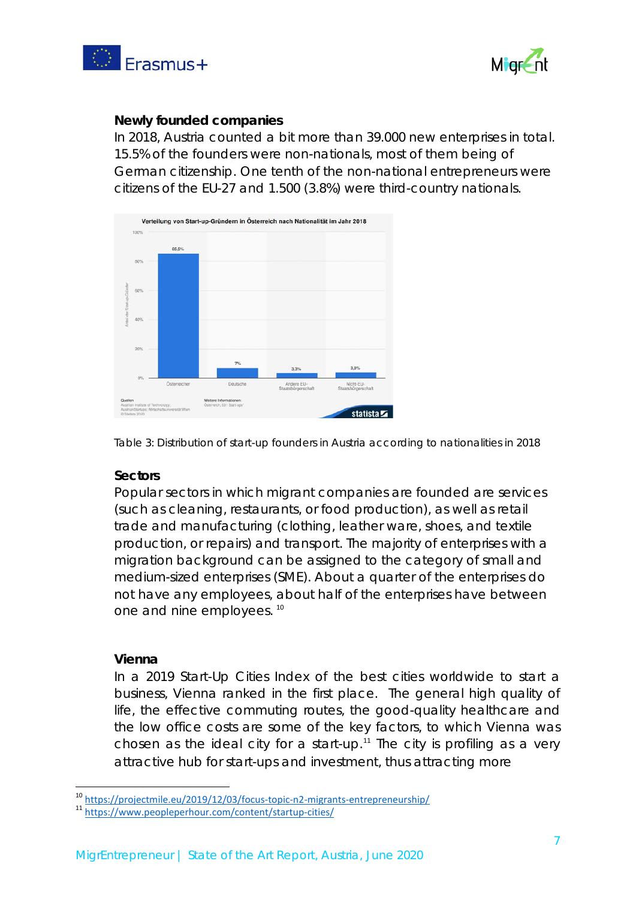### Newly founded companies

In 2018, Austria counted a bit more than 39.000 new enterprises in total. 15.5% of the founders were non-nationals, most of them being of German citizenship. One tenth of the non-national entrepreneurs were citizens of the EU-27 and 1.500 (3.8%) were third-country nationals.

Table 3: Distribution of start-up founders in Austria according to nationalities in 2018

### Sectors

Popular sectors in which migrant companies are founded are services (such as cleaning, restaurants, or food production), as well as retail trade and manufacturing (clothing, leather ware, shoes, and textile production, or repairs) and transport. The majority of enterprises with a migration background can be assigned to the category of small and medium-sized enterprises (SME). About a quarter of the enterprises do not have any employees, about half of the enterprises have between one and nine employees. [10]

### Vienna

In a 2019 Start-Up Cities Index of the best cities worldwide to start a business, Vienna ranked in the first place. The general high quality of life, the effective commuting routes, the good-quality healthcare and the low office costs are some of the key factors, to which Vienna was chosen as the ideal city for a start-up.[11] The city is profiling as a very attractive hub for start-ups and investment, thus attracting more

[10] https://projectmile.eu/2019/12/03/focus-topic-n2-migrants-entrepreneurship/

[11] https://www.peopleperhour.com/content/startup-cities/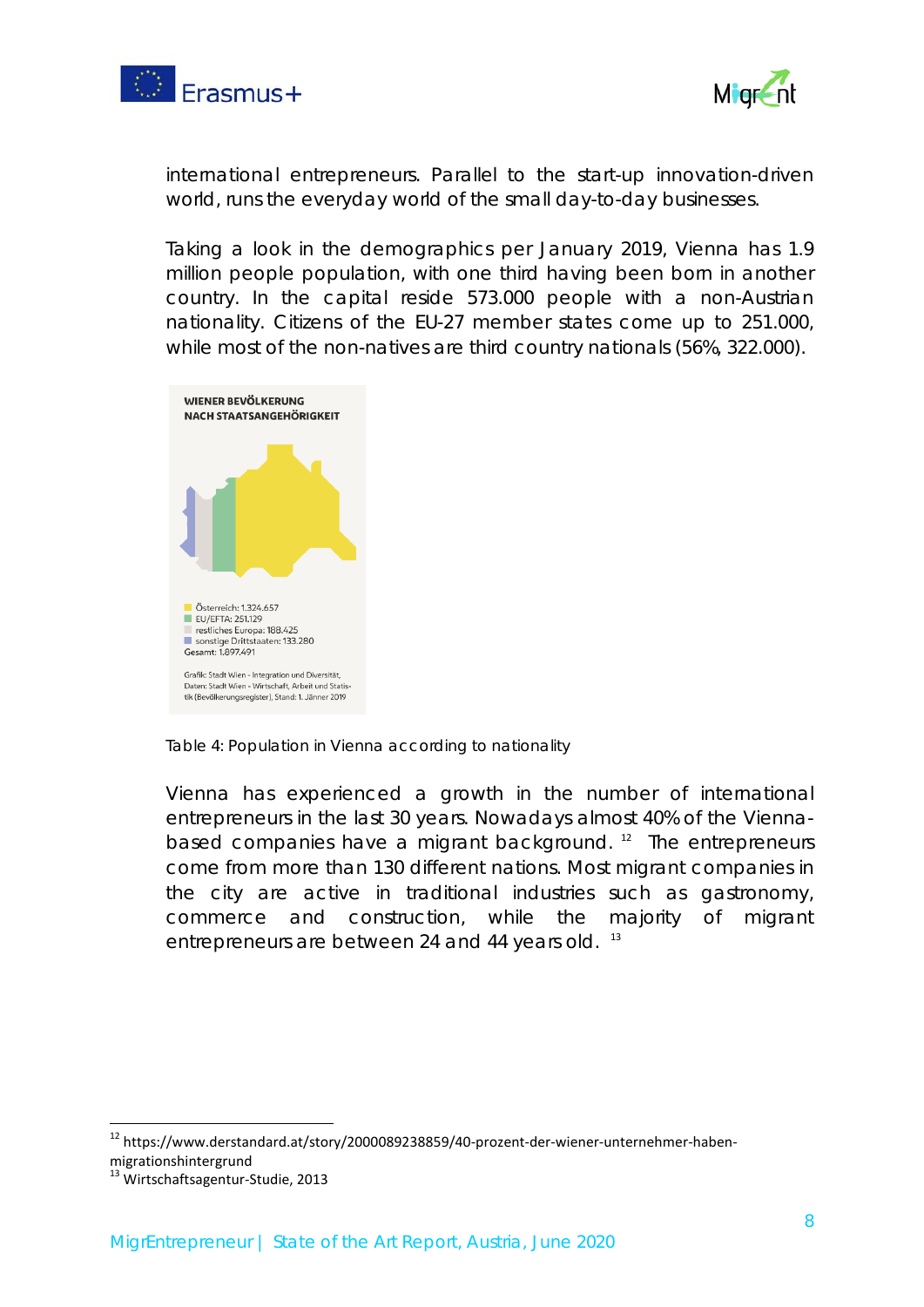international entrepreneurs. Parallel to the start-up innovation-driven world, runs the everyday world of the small day-to-day businesses.

Taking a look in the demographics per January 2019, Vienna has 1.9 million people population, with one third having been born in another country. In the capital reside 573.000 people with a non-Austrian nationality. Citizens of the EU-27 member states come up to 251.000, while most of the non-natives are third country nationals (56%, 322.000).

**WIENER BEVÖLKERUNG NACH STAATSANGEHÖRIGKEIT**

- Österreich: 1.324.657
- EU/EFTA: 251.129
- restliches Europa: 188.425
- sonstige Drittstaaten: 133.280

Gesamt: 1.897.491

Grafik: Stadt Wien - Integration und Diversität, Daten: Stadt Wien - Wirtschaft, Arbeit und Statistik (Bevölkerungsregister), Stand: 1. Jänner 2019

Table 4: Population in Vienna according to nationality

Vienna has experienced a growth in the number of international entrepreneurs in the last 30 years. Nowadays almost 40% of the Vienna-based companies have a migrant background. [12] The entrepreneurs come from more than 130 different nations. Most migrant companies in the city are active in traditional industries such as gastronomy, commerce and construction, while the majority of migrant entrepreneurs are between 24 and 44 years old. [13]

---

[12] https://www.derstandard.at/story/2000089238859/40-prozent-der-wiener-unternehmer-haben-migrationshintergrund

[13] Wirtschaftsagentur-Studie, 2013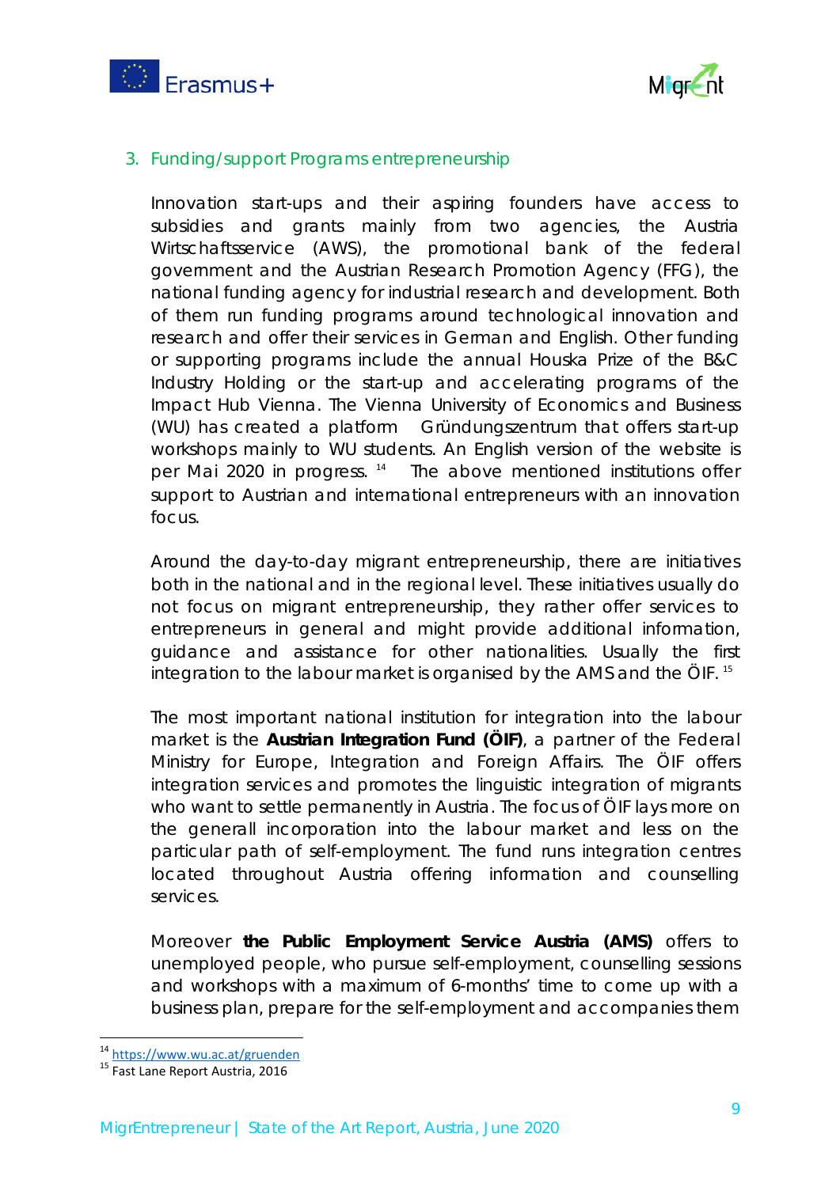## 3. Funding/support Programs entrepreneurship

Innovation start-ups and their aspiring founders have access to subsidies and grants mainly from two agencies, the Austria Wirtschaftsservice (AWS), the promotional bank of the federal government and the Austrian Research Promotion Agency (FFG), the national funding agency for industrial research and development. Both of them run funding programs around technological innovation and research and offer their services in German and English. Other funding or supporting programs include the annual Houska Prize of the B&C Industry Holding or the start-up and accelerating programs of the Impact Hub Vienna. The Vienna University of Economics and Business (WU) has created a platform Gründungszentrum that offers start-up workshops mainly to WU students. An English version of the website is per Mai 2020 in progress. [14] The above mentioned institutions offer support to Austrian and international entrepreneurs with an innovation focus.

Around the day-to-day migrant entrepreneurship, there are initiatives both in the national and in the regional level. These initiatives usually do not focus on migrant entrepreneurship, they rather offer services to entrepreneurs in general and might provide additional information, guidance and assistance for other nationalities. Usually the first integration to the labour market is organised by the AMS and the ÖIF. [15]

The most important national institution for integration into the labour market is the **Austrian Integration Fund (ÖIF)**, a partner of the Federal Ministry for Europe, Integration and Foreign Affairs. The ÖIF offers integration services and promotes the linguistic integration of migrants who want to settle permanently in Austria. The focus of ÖIF lays more on the generall incorporation into the labour market and less on the particular path of self-employment. The fund runs integration centres located throughout Austria offering information and counselling services.

Moreover **the Public Employment Service Austria (AMS)** offers to unemployed people, who pursue self-employment, counselling sessions and workshops with a maximum of 6-months' time to come up with a business plan, prepare for the self-employment and accompanies them

---

[14] https://www.wu.ac.at/gruenden

[15] Fast Lane Report Austria, 2016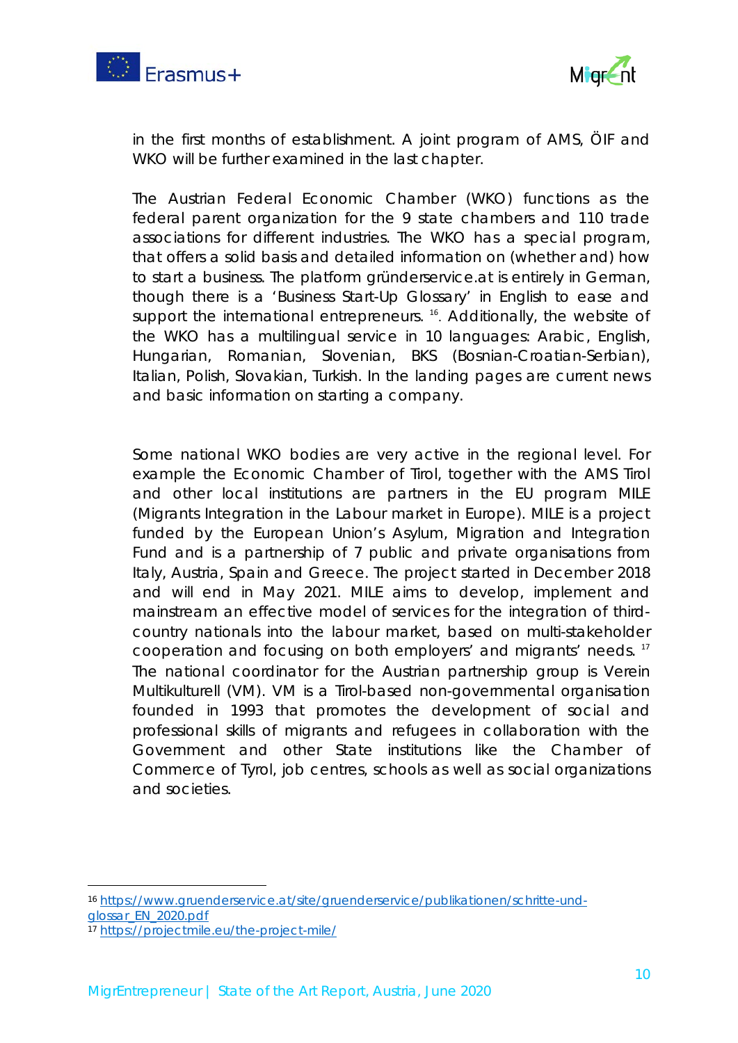in the first months of establishment. A joint program of AMS, ÖIF and WKO will be further examined in the last chapter.

The Austrian Federal Economic Chamber (WKO) functions as the federal parent organization for the 9 state chambers and 110 trade associations for different industries. The WKO has a special program, that offers a solid basis and detailed information on (whether and) how to start a business. The platform gründerservice.at is entirely in German, though there is a 'Business Start-Up Glossary' in English to ease and support the international entrepreneurs. [16]. Additionally, the website of the WKO has a multilingual service in 10 languages: Arabic, English, Hungarian, Romanian, Slovenian, BKS (Bosnian-Croatian-Serbian), Italian, Polish, Slovakian, Turkish. In the landing pages are current news and basic information on starting a company.

Some national WKO bodies are very active in the regional level. For example the Economic Chamber of Tirol, together with the AMS Tirol and other local institutions are partners in the EU program MILE (Migrants Integration in the Labour market in Europe). MILE is a project funded by the European Union's Asylum, Migration and Integration Fund and is a partnership of 7 public and private organisations from Italy, Austria, Spain and Greece. The project started in December 2018 and will end in May 2021. MILE aims to develop, implement and mainstream an effective model of services for the integration of third-country nationals into the labour market, based on multi-stakeholder cooperation and focusing on both employers' and migrants' needs. [17] The national coordinator for the Austrian partnership group is Verein Multikulturell (VM). VM is a Tirol-based non-governmental organisation founded in 1993 that promotes the development of social and professional skills of migrants and refugees in collaboration with the Government and other State institutions like the Chamber of Commerce of Tyrol, job centres, schools as well as social organizations and societies.

---

[16] https://www.gruenderservice.at/site/gruenderservice/publikationen/schritte-und-glossar_EN_2020.pdf

[17] https://projectmile.eu/the-project-mile/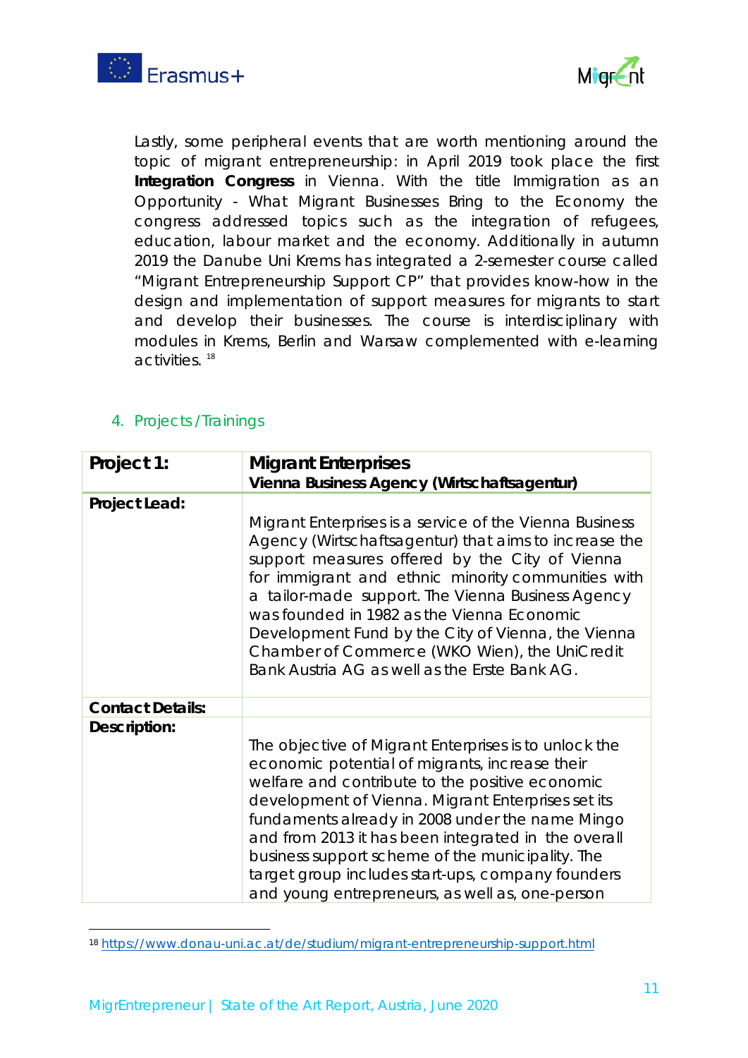Lastly, some peripheral events that are worth mentioning around the topic of migrant entrepreneurship: in April 2019 took place the first **Integration Congress** in Vienna. With the title Immigration as an Opportunity - What Migrant Businesses Bring to the Economy the congress addressed topics such as the integration of refugees, education, labour market and the economy. Additionally in autumn 2019 the Danube Uni Krems has integrated a 2-semester course called "Migrant Entrepreneurship Support CP" that provides know-how in the design and implementation of support measures for migrants to start and develop their businesses. The course is interdisciplinary with modules in Krems, Berlin and Warsaw complemented with e-learning activities. [18]

## 4. Projects/Trainings

| **Project 1:** | **Migrant Enterprises**<br>**Vienna Business Agency (Wirtschaftsagentur)** |
|---|---|
| **Project Lead:** | Migrant Enterprises is a service of the Vienna Business Agency (Wirtschaftsagentur) that aims to increase the support measures offered by the City of Vienna for immigrant and ethnic minority communities with a tailor-made support. The Vienna Business Agency was founded in 1982 as the Vienna Economic Development Fund by the City of Vienna, the Vienna Chamber of Commerce (WKO Wien), the UniCredit Bank Austria AG as well as the Erste Bank AG. |
| **Contact Details:** | |
| **Description:** | The objective of Migrant Enterprises is to unlock the economic potential of migrants, increase their welfare and contribute to the positive economic development of Vienna. Migrant Enterprises set its fundaments already in 2008 under the name Mingo and from 2013 it has been integrated in the overall business support scheme of the municipality. The target group includes start-ups, company founders and young entrepreneurs, as well as, one-person |

[18] https://www.donau-uni.ac.at/de/studium/migrant-entrepreneurship-support.html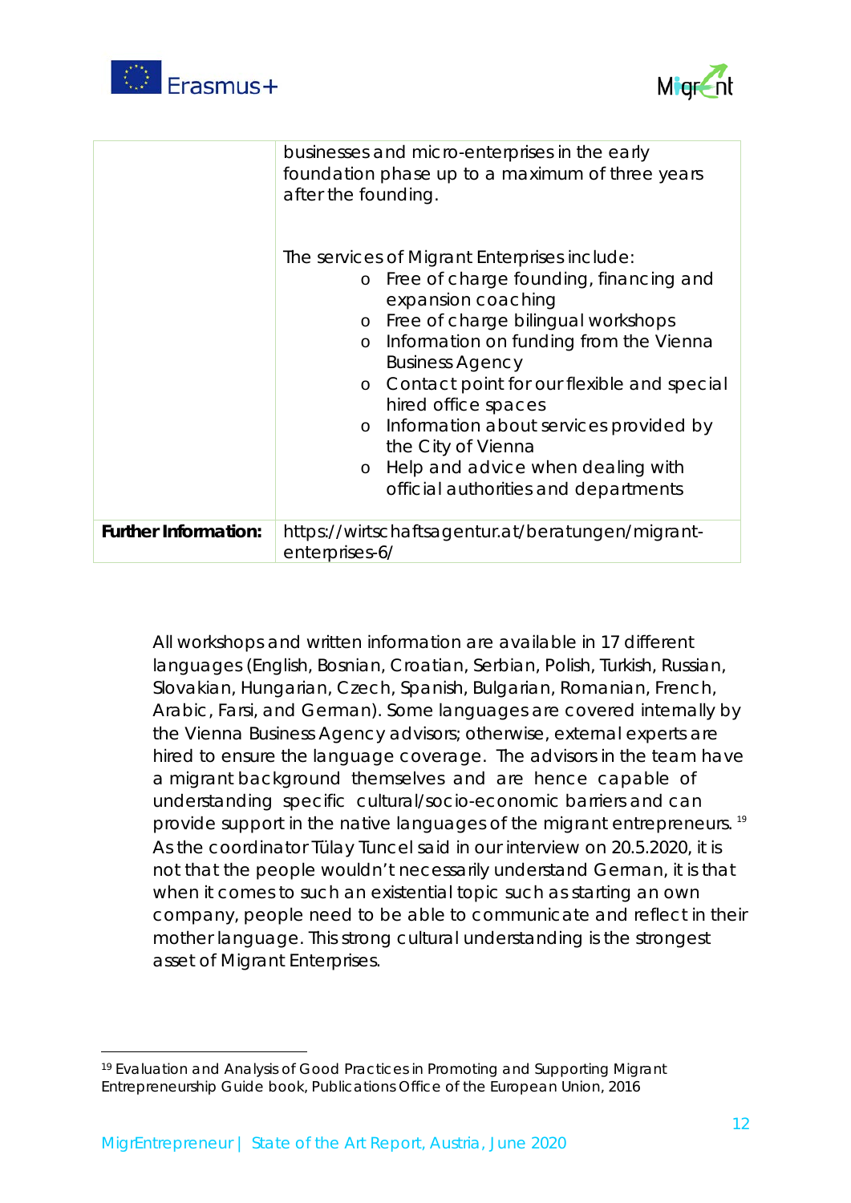| | |
|---|---|
| | businesses and micro-enterprises in the early foundation phase up to a maximum of three years after the founding.<br><br>The services of Migrant Enterprises include:<br>- Free of charge founding, financing and expansion coaching<br>- Free of charge bilingual workshops<br>- Information on funding from the Vienna Business Agency<br>- Contact point for our flexible and special hired office spaces<br>- Information about services provided by the City of Vienna<br>- Help and advice when dealing with official authorities and departments |
| **Further Information:** | https://wirtschaftsagentur.at/beratungen/migrant-enterprises-6/ |

All workshops and written information are available in 17 different languages (English, Bosnian, Croatian, Serbian, Polish, Turkish, Russian, Slovakian, Hungarian, Czech, Spanish, Bulgarian, Romanian, French, Arabic, Farsi, and German). Some languages are covered internally by the Vienna Business Agency advisors; otherwise, external experts are hired to ensure the language coverage. The advisors in the team have a migrant background themselves and are hence capable of understanding specific cultural/socio-economic barriers and can provide support in the native languages of the migrant entrepreneurs. [19] As the coordinator Tülay Tuncel said in our interview on 20.5.2020, it is not that the people wouldn't necessarily understand German, it is that when it comes to such an existential topic such as starting an own company, people need to be able to communicate and reflect in their mother language. This strong cultural understanding is the strongest asset of Migrant Enterprises.

[19] Evaluation and Analysis of Good Practices in Promoting and Supporting Migrant Entrepreneurship Guide book, Publications Office of the European Union, 2016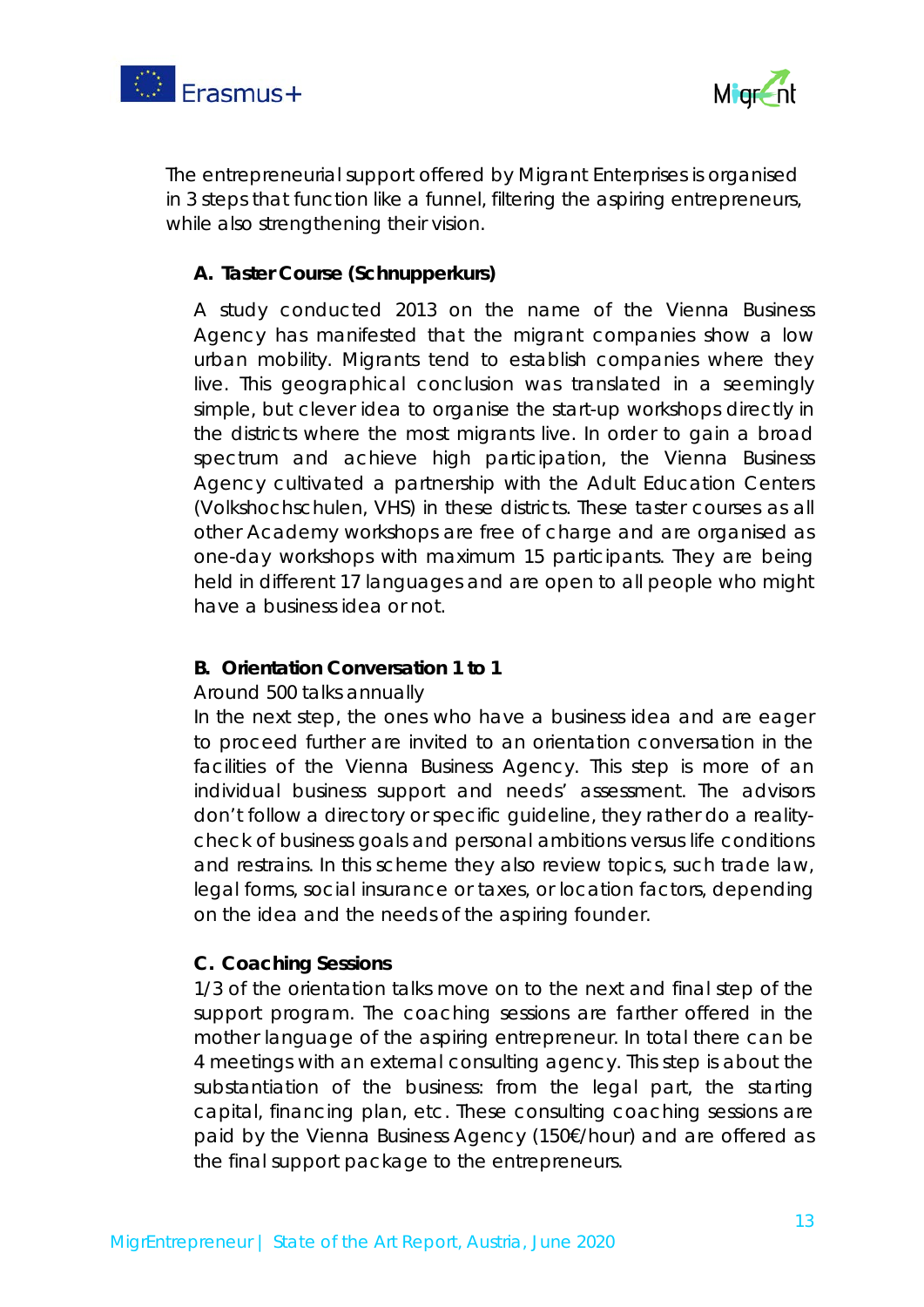The entrepreneurial support offered by Migrant Enterprises is organised in 3 steps that function like a funnel, filtering the aspiring entrepreneurs, while also strengthening their vision.

### A. Taster Course (Schnupperkurs)

A study conducted 2013 on the name of the Vienna Business Agency has manifested that the migrant companies show a low urban mobility. Migrants tend to establish companies where they live. This geographical conclusion was translated in a seemingly simple, but clever idea to organise the start-up workshops directly in the districts where the most migrants live. In order to gain a broad spectrum and achieve high participation, the Vienna Business Agency cultivated a partnership with the Adult Education Centers (Volkshochschulen, VHS) in these districts. These taster courses as all other Academy workshops are free of charge and are organised as one-day workshops with maximum 15 participants. They are being held in different 17 languages and are open to all people who might have a business idea or not.

### B. Orientation Conversation 1 to 1

Around 500 talks annually

In the next step, the ones who have a business idea and are eager to proceed further are invited to an orientation conversation in the facilities of the Vienna Business Agency. This step is more of an individual business support and needs' assessment. The advisors don't follow a directory or specific guideline, they rather do a reality-check of business goals and personal ambitions versus life conditions and restrains. In this scheme they also review topics, such trade law, legal forms, social insurance or taxes, or location factors, depending on the idea and the needs of the aspiring founder.

### C. Coaching Sessions

1/3 of the orientation talks move on to the next and final step of the support program. The coaching sessions are farther offered in the mother language of the aspiring entrepreneur. In total there can be 4 meetings with an external consulting agency. This step is about the substantiation of the business: from the legal part, the starting capital, financing plan, etc. These consulting coaching sessions are paid by the Vienna Business Agency (150€/hour) and are offered as the final support package to the entrepreneurs.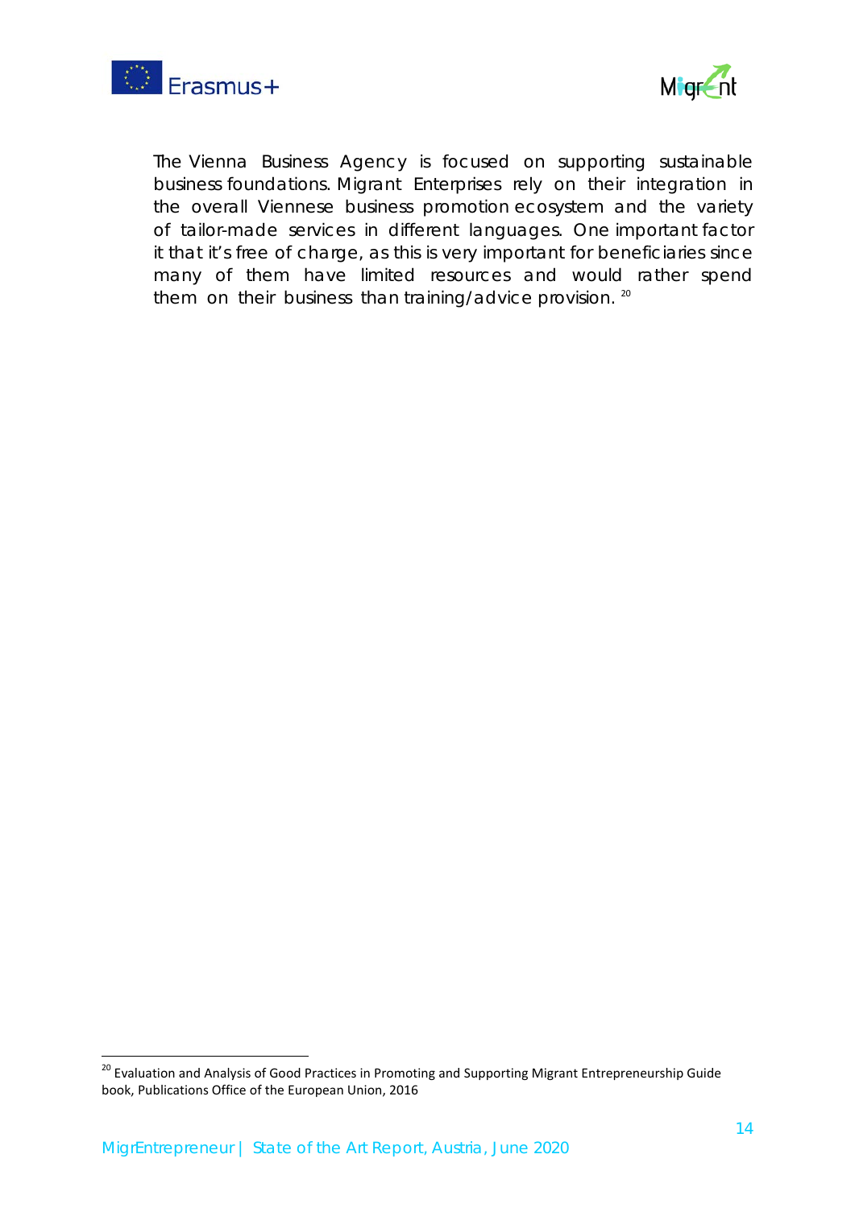The Vienna Business Agency is focused on supporting sustainable business foundations. Migrant Enterprises rely on their integration in the overall Viennese business promotion ecosystem and the variety of tailor-made services in different languages. One important factor it that it's free of charge, as this is very important for beneficiaries since many of them have limited resources and would rather spend them on their business than training/advice provision. [20]

[20] Evaluation and Analysis of Good Practices in Promoting and Supporting Migrant Entrepreneurship Guide book, Publications Office of the European Union, 2016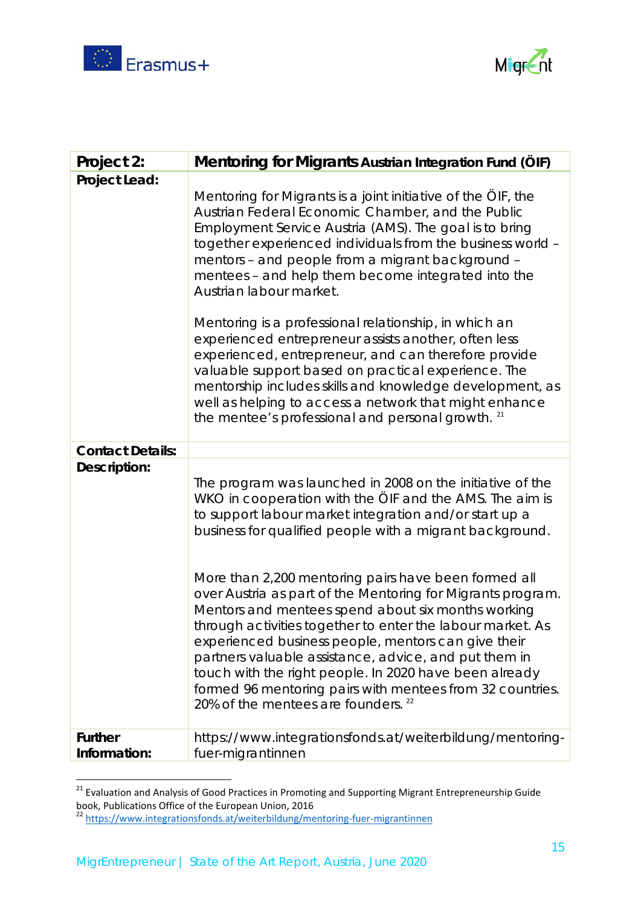| Project 2: | **Mentoring for Migrants** Austrian Integration Fund (ÖIF) |
|---|---|
| **Project Lead:** | Mentoring for Migrants is a joint initiative of the ÖIF, the Austrian Federal Economic Chamber, and the Public Employment Service Austria (AMS). The goal is to bring together experienced individuals from the business world – mentors – and people from a migrant background – mentees – and help them become integrated into the Austrian labour market.<br><br>Mentoring is a professional relationship, in which an experienced entrepreneur assists another, often less experienced, entrepreneur, and can therefore provide valuable support based on practical experience. The mentorship includes skills and knowledge development, as well as helping to access a network that might enhance the mentee's professional and personal growth. [21] |
| **Contact Details:** | |
| **Description:** | The program was launched in 2008 on the initiative of the WKO in cooperation with the ÖIF and the AMS. The aim is to support labour market integration and/or start up a business for qualified people with a migrant background.<br><br>More than 2,200 mentoring pairs have been formed all over Austria as part of the Mentoring for Migrants program. Mentors and mentees spend about six months working through activities together to enter the labour market. As experienced business people, mentors can give their partners valuable assistance, advice, and put them in touch with the right people. In 2020 have been already formed 96 mentoring pairs with mentees from 32 countries. 20% of the mentees are founders. [22] |
| **Further Information:** | https://www.integrationsfonds.at/weiterbildung/mentoring-fuer-migrantinnen |

[21] Evaluation and Analysis of Good Practices in Promoting and Supporting Migrant Entrepreneurship Guide book, Publications Office of the European Union, 2016

[22] https://www.integrationsfonds.at/weiterbildung/mentoring-fuer-migrantinnen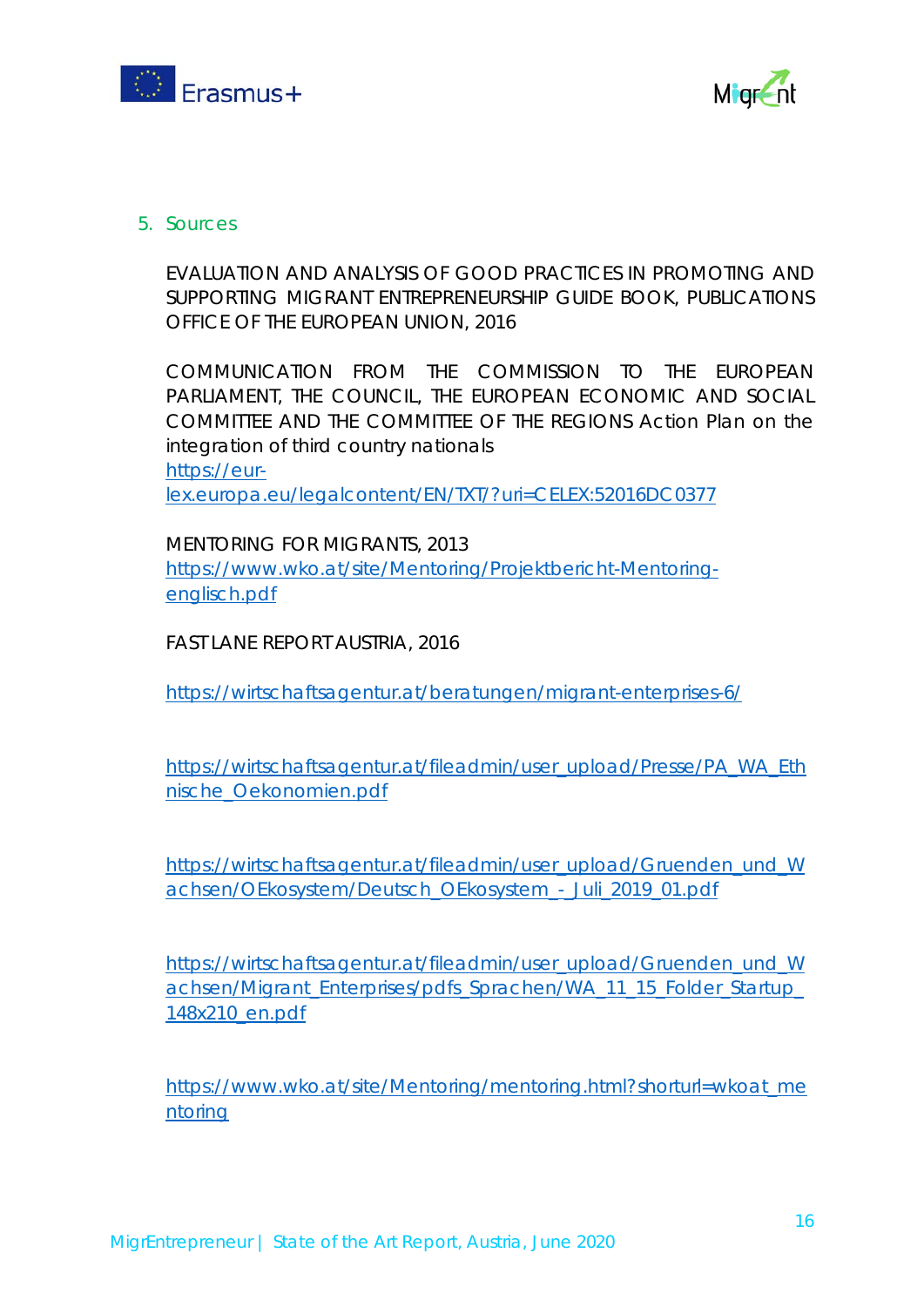## 5. Sources

EVALUATION AND ANALYSIS OF GOOD PRACTICES IN PROMOTING AND SUPPORTING MIGRANT ENTREPRENEURSHIP GUIDE BOOK, PUBLICATIONS OFFICE OF THE EUROPEAN UNION, 2016

COMMUNICATION FROM THE COMMISSION TO THE EUROPEAN PARLIAMENT, THE COUNCIL, THE EUROPEAN ECONOMIC AND SOCIAL COMMITTEE AND THE COMMITTEE OF THE REGIONS Action Plan on the integration of third country nationals
https://eur-lex.europa.eu/legalcontent/EN/TXT/?uri=CELEX:52016DC0377

MENTORING FOR MIGRANTS, 2013
https://www.wko.at/site/Mentoring/Projektbericht-Mentoring-englisch.pdf

FAST LANE REPORT AUSTRIA, 2016

https://wirtschaftsagentur.at/beratungen/migrant-enterprises-6/

https://wirtschaftsagentur.at/fileadmin/user_upload/Presse/PA_WA_Ethnische_Oekonomien.pdf

https://wirtschaftsagentur.at/fileadmin/user_upload/Gruenden_und_Wachsen/OEkosystem/Deutsch_OEkosystem_-_Juli_2019_01.pdf

https://wirtschaftsagentur.at/fileadmin/user_upload/Gruenden_und_Wachsen/Migrant_Enterprises/pdfs_Sprachen/WA_11_15_Folder_Startup_148x210_en.pdf

https://www.wko.at/site/Mentoring/mentoring.html?shorturl=wkoat_mentoring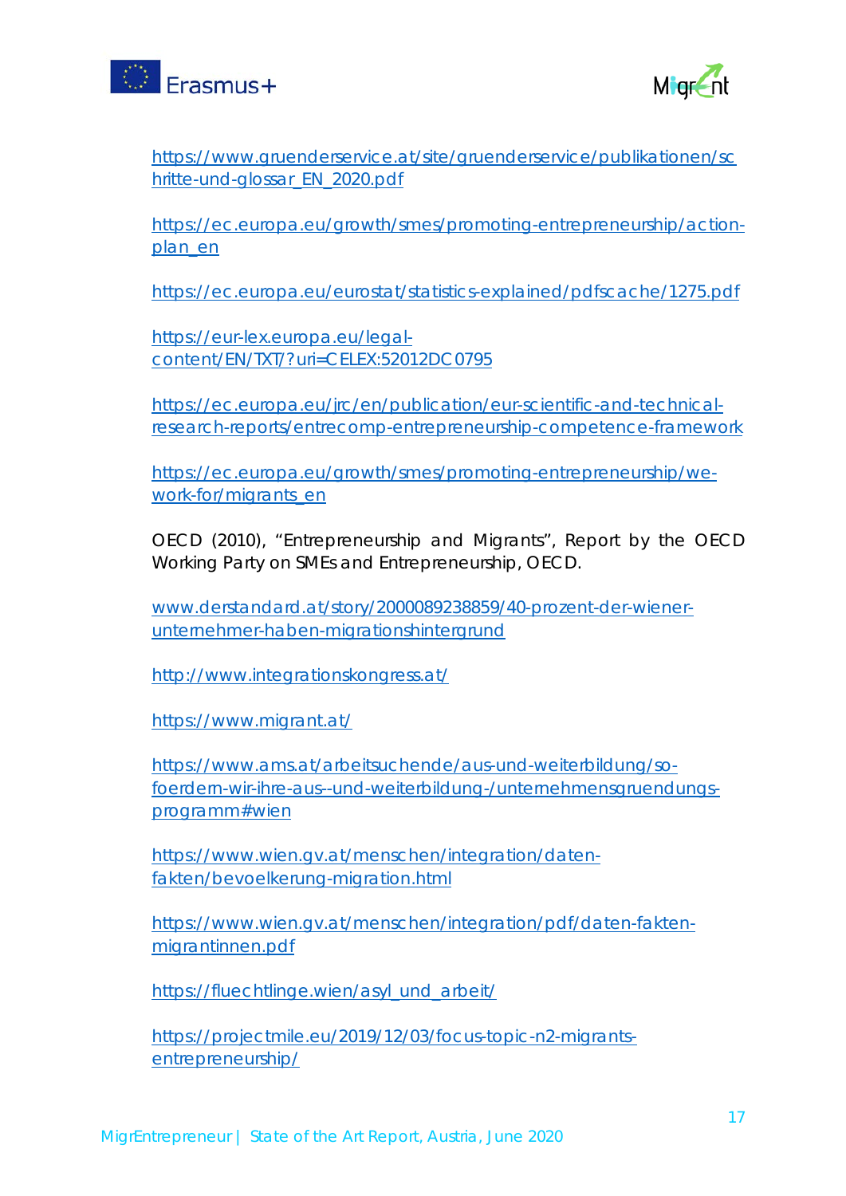https://www.gruenderservice.at/site/gruenderservice/publikationen/schritte-und-glossar_EN_2020.pdf

https://ec.europa.eu/growth/smes/promoting-entrepreneurship/action-plan_en

https://ec.europa.eu/eurostat/statistics-explained/pdfscache/1275.pdf

https://eur-lex.europa.eu/legal-content/EN/TXT/?uri=CELEX:52012DC0795

https://ec.europa.eu/jrc/en/publication/eur-scientific-and-technical-research-reports/entrecomp-entrepreneurship-competence-framework

https://ec.europa.eu/growth/smes/promoting-entrepreneurship/we-work-for/migrants_en

OECD (2010), "Entrepreneurship and Migrants", Report by the OECD Working Party on SMEs and Entrepreneurship, OECD.

www.derstandard.at/story/2000089238859/40-prozent-der-wiener-unternehmer-haben-migrationshintergrund

http://www.integrationskongress.at/

https://www.migrant.at/

https://www.ams.at/arbeitsuchende/aus-und-weiterbildung/so-foerdern-wir-ihre-aus--und-weiterbildung-/unternehmensgruendungs-programm#wien

https://www.wien.gv.at/menschen/integration/daten-fakten/bevoelkerung-migration.html

https://www.wien.gv.at/menschen/integration/pdf/daten-fakten-migrantinnen.pdf

https://fluechtlinge.wien/asyl_und_arbeit/

https://projectmile.eu/2019/12/03/focus-topic-n2-migrants-entrepreneurship/